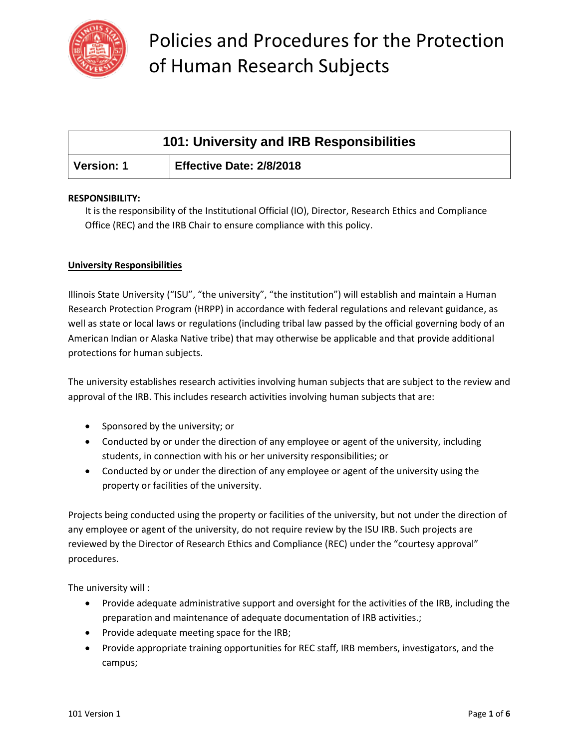# Policies and Procedures for the Protection of Human Research Subjects

| 101: University and IRB Responsibilities | |
|---|---|
| **Version: 1** | **Effective Date: 2/8/2018** |

**RESPONSIBILITY:**

It is the responsibility of the Institutional Official (IO), Director, Research Ethics and Compliance Office (REC) and the IRB Chair to ensure compliance with this policy.

## University Responsibilities

Illinois State University ("ISU", "the university", "the institution") will establish and maintain a Human Research Protection Program (HRPP) in accordance with federal regulations and relevant guidance, as well as state or local laws or regulations (including tribal law passed by the official governing body of an American Indian or Alaska Native tribe) that may otherwise be applicable and that provide additional protections for human subjects.

The university establishes research activities involving human subjects that are subject to the review and approval of the IRB. This includes research activities involving human subjects that are:

- Sponsored by the university; or
- Conducted by or under the direction of any employee or agent of the university, including students, in connection with his or her university responsibilities; or
- Conducted by or under the direction of any employee or agent of the university using the property or facilities of the university.

Projects being conducted using the property or facilities of the university, but not under the direction of any employee or agent of the university, do not require review by the ISU IRB. Such projects are reviewed by the Director of Research Ethics and Compliance (REC) under the "courtesy approval" procedures.

The university will :

- Provide adequate administrative support and oversight for the activities of the IRB, including the preparation and maintenance of adequate documentation of IRB activities.;
- Provide adequate meeting space for the IRB;
- Provide appropriate training opportunities for REC staff, IRB members, investigators, and the campus;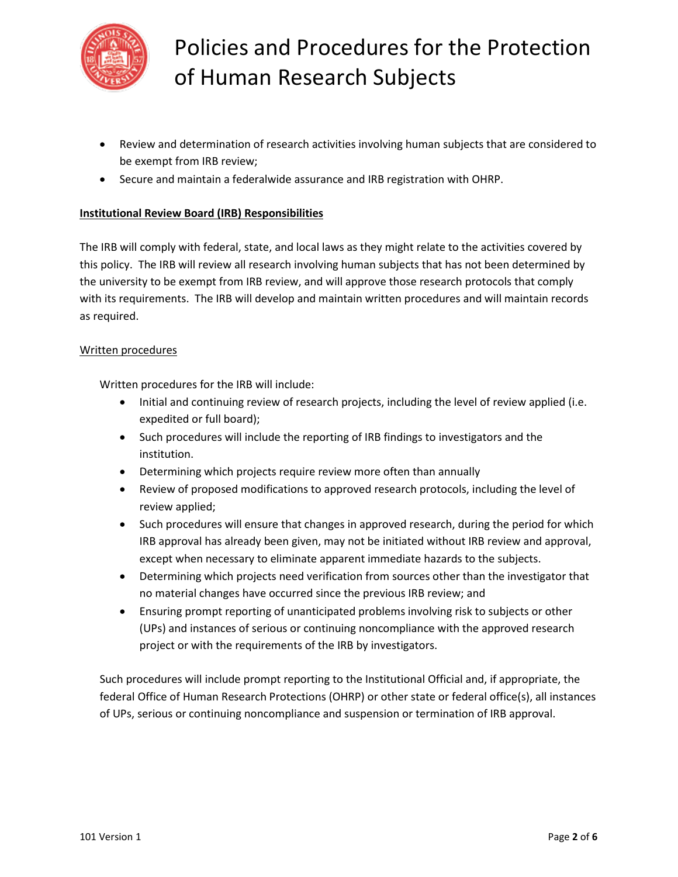- Review and determination of research activities involving human subjects that are considered to be exempt from IRB review;
- Secure and maintain a federalwide assurance and IRB registration with OHRP.

**Institutional Review Board (IRB) Responsibilities**

The IRB will comply with federal, state, and local laws as they might relate to the activities covered by this policy. The IRB will review all research involving human subjects that has not been determined by the university to be exempt from IRB review, and will approve those research protocols that comply with its requirements. The IRB will develop and maintain written procedures and will maintain records as required.

Written procedures

Written procedures for the IRB will include:

- Initial and continuing review of research projects, including the level of review applied (i.e. expedited or full board);
- Such procedures will include the reporting of IRB findings to investigators and the institution.
- Determining which projects require review more often than annually
- Review of proposed modifications to approved research protocols, including the level of review applied;
- Such procedures will ensure that changes in approved research, during the period for which IRB approval has already been given, may not be initiated without IRB review and approval, except when necessary to eliminate apparent immediate hazards to the subjects.
- Determining which projects need verification from sources other than the investigator that no material changes have occurred since the previous IRB review; and
- Ensuring prompt reporting of unanticipated problems involving risk to subjects or other (UPs) and instances of serious or continuing noncompliance with the approved research project or with the requirements of the IRB by investigators.

Such procedures will include prompt reporting to the Institutional Official and, if appropriate, the federal Office of Human Research Protections (OHRP) or other state or federal office(s), all instances of UPs, serious or continuing noncompliance and suspension or termination of IRB approval.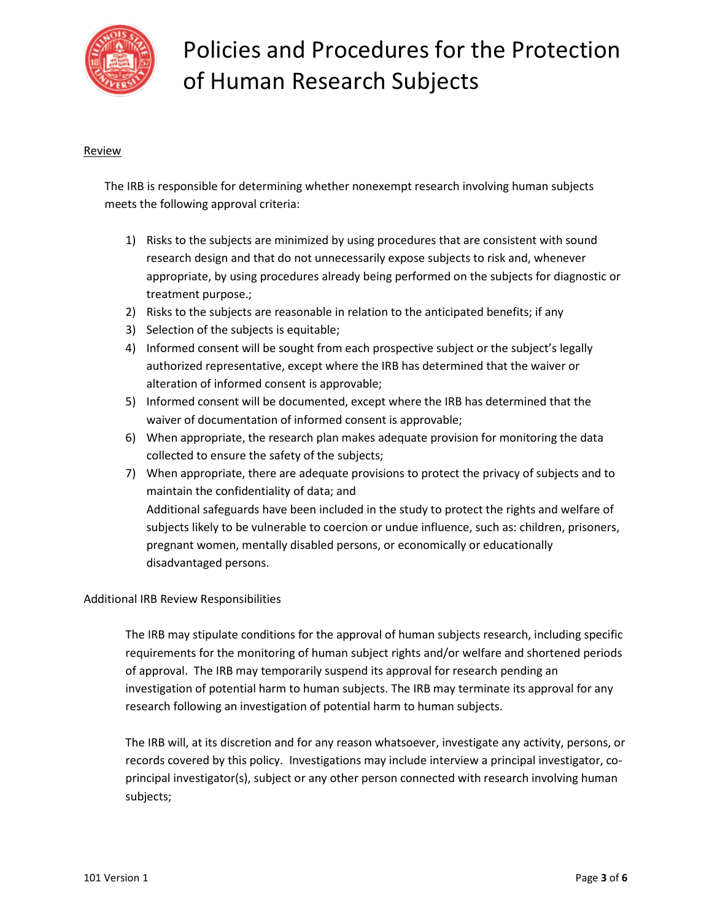Review

The IRB is responsible for determining whether nonexempt research involving human subjects meets the following approval criteria:

1) Risks to the subjects are minimized by using procedures that are consistent with sound research design and that do not unnecessarily expose subjects to risk and, whenever appropriate, by using procedures already being performed on the subjects for diagnostic or treatment purpose.;
2) Risks to the subjects are reasonable in relation to the anticipated benefits; if any
3) Selection of the subjects is equitable;
4) Informed consent will be sought from each prospective subject or the subject's legally authorized representative, except where the IRB has determined that the waiver or alteration of informed consent is approvable;
5) Informed consent will be documented, except where the IRB has determined that the waiver of documentation of informed consent is approvable;
6) When appropriate, the research plan makes adequate provision for monitoring the data collected to ensure the safety of the subjects;
7) When appropriate, there are adequate provisions to protect the privacy of subjects and to maintain the confidentiality of data; and
   Additional safeguards have been included in the study to protect the rights and welfare of subjects likely to be vulnerable to coercion or undue influence, such as: children, prisoners, pregnant women, mentally disabled persons, or economically or educationally disadvantaged persons.

Additional IRB Review Responsibilities

The IRB may stipulate conditions for the approval of human subjects research, including specific requirements for the monitoring of human subject rights and/or welfare and shortened periods of approval. The IRB may temporarily suspend its approval for research pending an investigation of potential harm to human subjects. The IRB may terminate its approval for any research following an investigation of potential harm to human subjects.

The IRB will, at its discretion and for any reason whatsoever, investigate any activity, persons, or records covered by this policy. Investigations may include interview a principal investigator, co-principal investigator(s), subject or any other person connected with research involving human subjects;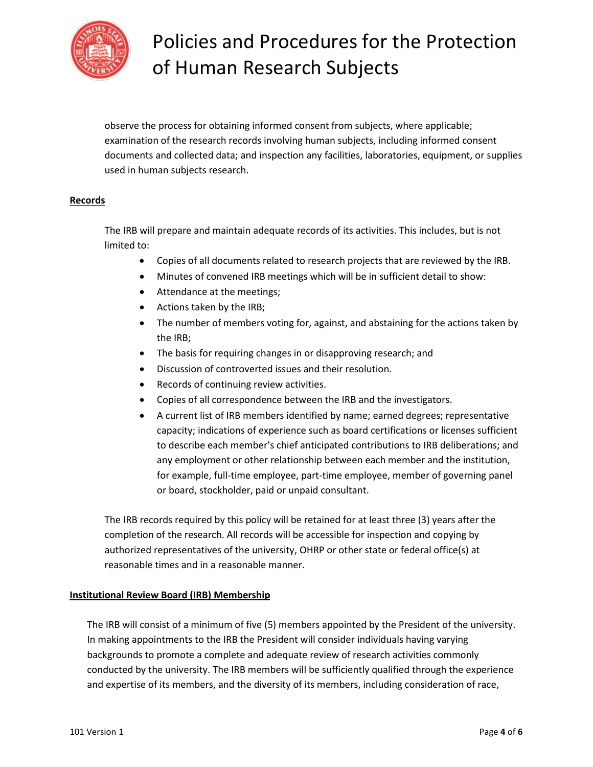observe the process for obtaining informed consent from subjects, where applicable; examination of the research records involving human subjects, including informed consent documents and collected data; and inspection any facilities, laboratories, equipment, or supplies used in human subjects research.

**Records**

The IRB will prepare and maintain adequate records of its activities. This includes, but is not limited to:

- Copies of all documents related to research projects that are reviewed by the IRB.
- Minutes of convened IRB meetings which will be in sufficient detail to show:
- Attendance at the meetings;
- Actions taken by the IRB;
- The number of members voting for, against, and abstaining for the actions taken by the IRB;
- The basis for requiring changes in or disapproving research; and
- Discussion of controverted issues and their resolution.
- Records of continuing review activities.
- Copies of all correspondence between the IRB and the investigators.
- A current list of IRB members identified by name; earned degrees; representative capacity; indications of experience such as board certifications or licenses sufficient to describe each member's chief anticipated contributions to IRB deliberations; and any employment or other relationship between each member and the institution, for example, full-time employee, part-time employee, member of governing panel or board, stockholder, paid or unpaid consultant.

The IRB records required by this policy will be retained for at least three (3) years after the completion of the research. All records will be accessible for inspection and copying by authorized representatives of the university, OHRP or other state or federal office(s) at reasonable times and in a reasonable manner.

**Institutional Review Board (IRB) Membership**

The IRB will consist of a minimum of five (5) members appointed by the President of the university. In making appointments to the IRB the President will consider individuals having varying backgrounds to promote a complete and adequate review of research activities commonly conducted by the university. The IRB members will be sufficiently qualified through the experience and expertise of its members, and the diversity of its members, including consideration of race,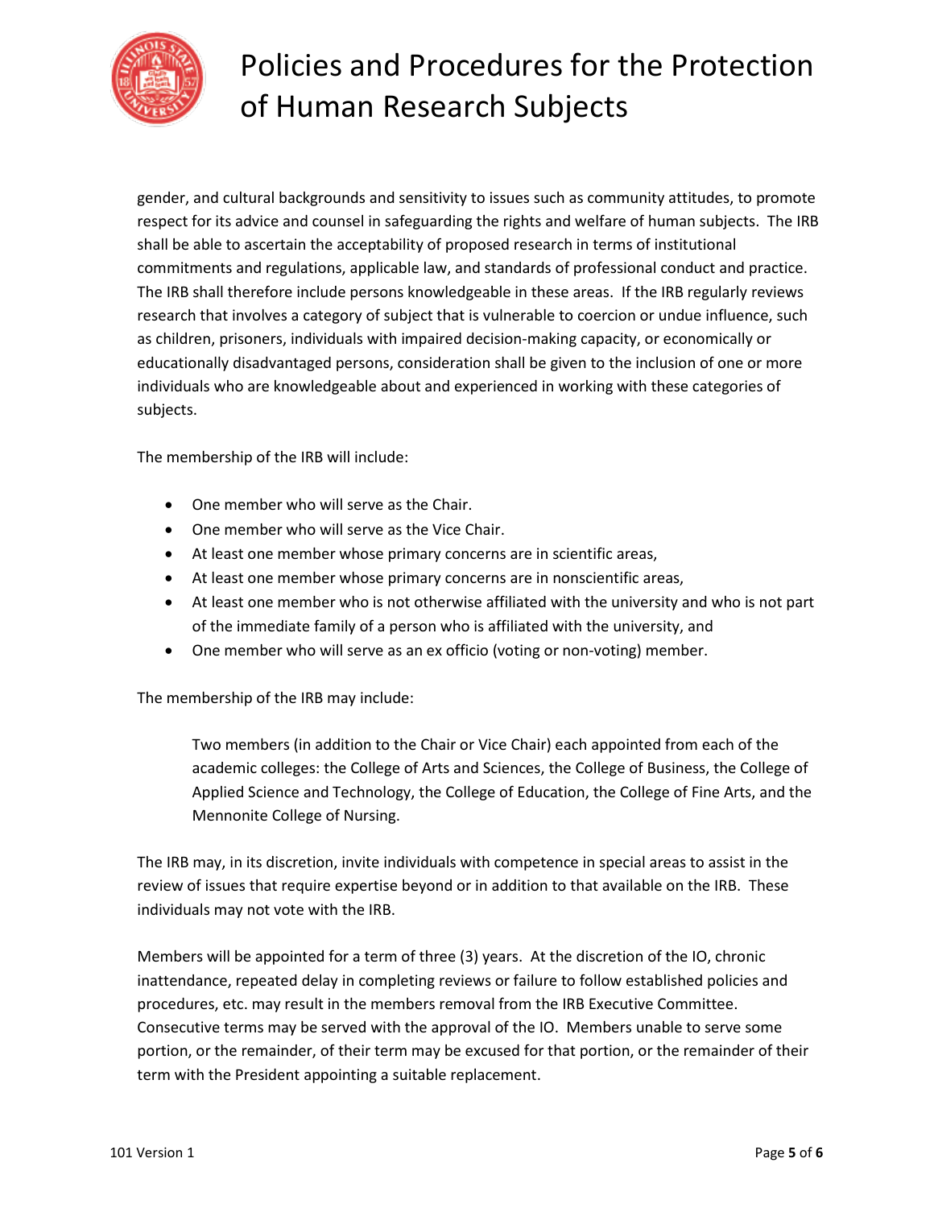gender, and cultural backgrounds and sensitivity to issues such as community attitudes, to promote respect for its advice and counsel in safeguarding the rights and welfare of human subjects. The IRB shall be able to ascertain the acceptability of proposed research in terms of institutional commitments and regulations, applicable law, and standards of professional conduct and practice. The IRB shall therefore include persons knowledgeable in these areas. If the IRB regularly reviews research that involves a category of subject that is vulnerable to coercion or undue influence, such as children, prisoners, individuals with impaired decision-making capacity, or economically or educationally disadvantaged persons, consideration shall be given to the inclusion of one or more individuals who are knowledgeable about and experienced in working with these categories of subjects.

The membership of the IRB will include:

- One member who will serve as the Chair.
- One member who will serve as the Vice Chair.
- At least one member whose primary concerns are in scientific areas,
- At least one member whose primary concerns are in nonscientific areas,
- At least one member who is not otherwise affiliated with the university and who is not part of the immediate family of a person who is affiliated with the university, and
- One member who will serve as an ex officio (voting or non-voting) member.

The membership of the IRB may include:

> Two members (in addition to the Chair or Vice Chair) each appointed from each of the academic colleges: the College of Arts and Sciences, the College of Business, the College of Applied Science and Technology, the College of Education, the College of Fine Arts, and the Mennonite College of Nursing.

The IRB may, in its discretion, invite individuals with competence in special areas to assist in the review of issues that require expertise beyond or in addition to that available on the IRB. These individuals may not vote with the IRB.

Members will be appointed for a term of three (3) years. At the discretion of the IO, chronic inattendance, repeated delay in completing reviews or failure to follow established policies and procedures, etc. may result in the members removal from the IRB Executive Committee. Consecutive terms may be served with the approval of the IO. Members unable to serve some portion, or the remainder, of their term may be excused for that portion, or the remainder of their term with the President appointing a suitable replacement.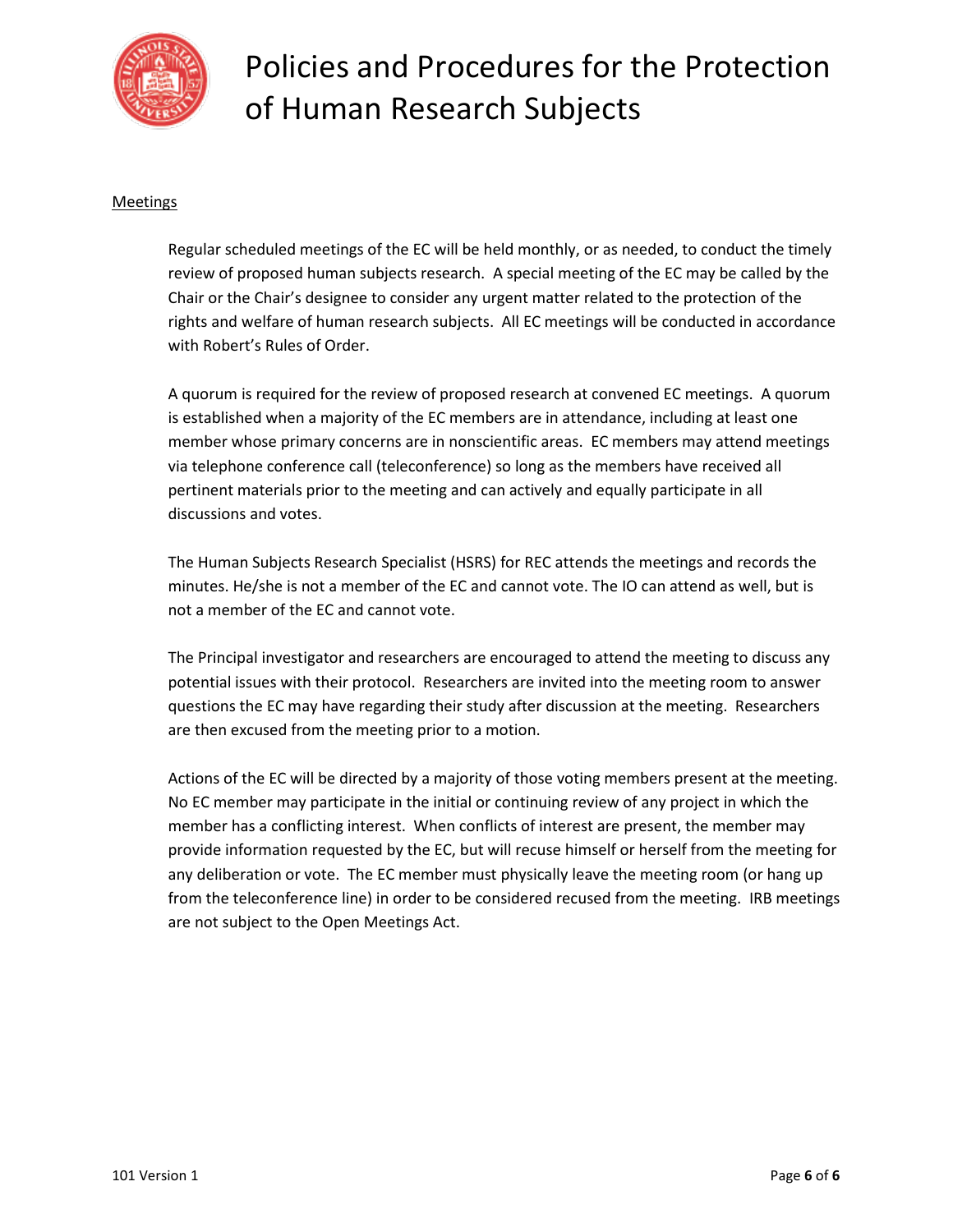## Meetings

Regular scheduled meetings of the EC will be held monthly, or as needed, to conduct the timely review of proposed human subjects research. A special meeting of the EC may be called by the Chair or the Chair's designee to consider any urgent matter related to the protection of the rights and welfare of human research subjects. All EC meetings will be conducted in accordance with Robert's Rules of Order.

A quorum is required for the review of proposed research at convened EC meetings. A quorum is established when a majority of the EC members are in attendance, including at least one member whose primary concerns are in nonscientific areas. EC members may attend meetings via telephone conference call (teleconference) so long as the members have received all pertinent materials prior to the meeting and can actively and equally participate in all discussions and votes.

The Human Subjects Research Specialist (HSRS) for REC attends the meetings and records the minutes. He/she is not a member of the EC and cannot vote. The IO can attend as well, but is not a member of the EC and cannot vote.

The Principal investigator and researchers are encouraged to attend the meeting to discuss any potential issues with their protocol. Researchers are invited into the meeting room to answer questions the EC may have regarding their study after discussion at the meeting. Researchers are then excused from the meeting prior to a motion.

Actions of the EC will be directed by a majority of those voting members present at the meeting. No EC member may participate in the initial or continuing review of any project in which the member has a conflicting interest. When conflicts of interest are present, the member may provide information requested by the EC, but will recuse himself or herself from the meeting for any deliberation or vote. The EC member must physically leave the meeting room (or hang up from the teleconference line) in order to be considered recused from the meeting. IRB meetings are not subject to the Open Meetings Act.